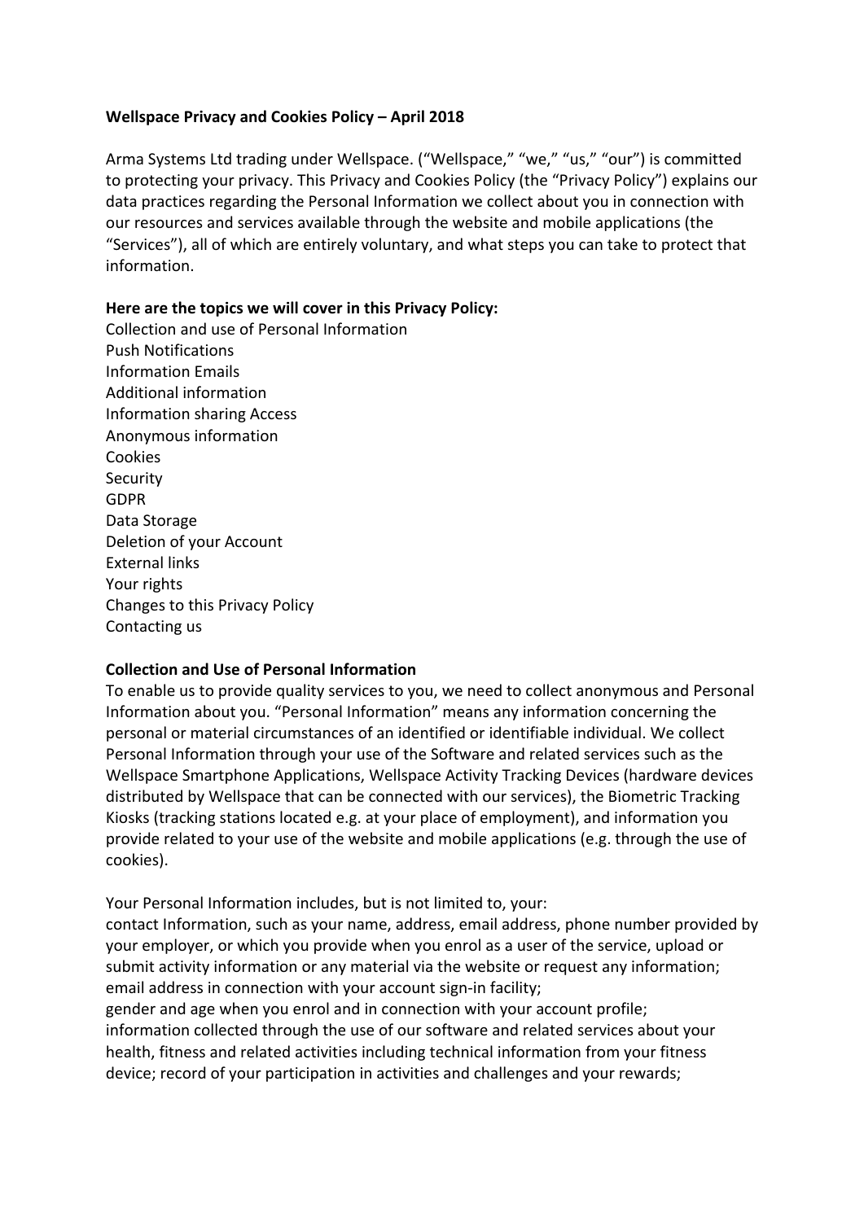**Wellspace Privacy and Cookies Policy – April 2018**

Arma Systems Ltd trading under Wellspace. ("Wellspace," "we," "us," "our") is committed to protecting your privacy. This Privacy and Cookies Policy (the "Privacy Policy") explains our data practices regarding the Personal Information we collect about you in connection with our resources and services available through the website and mobile applications (the "Services"), all of which are entirely voluntary, and what steps you can take to protect that information.

**Here are the topics we will cover in this Privacy Policy:**

Collection and use of Personal Information
Push Notifications
Information Emails
Additional information
Information sharing Access
Anonymous information
Cookies
Security
GDPR
Data Storage
Deletion of your Account
External links
Your rights
Changes to this Privacy Policy
Contacting us

**Collection and Use of Personal Information**

To enable us to provide quality services to you, we need to collect anonymous and Personal Information about you. "Personal Information" means any information concerning the personal or material circumstances of an identified or identifiable individual. We collect Personal Information through your use of the Software and related services such as the Wellspace Smartphone Applications, Wellspace Activity Tracking Devices (hardware devices distributed by Wellspace that can be connected with our services), the Biometric Tracking Kiosks (tracking stations located e.g. at your place of employment), and information you provide related to your use of the website and mobile applications (e.g. through the use of cookies).

Your Personal Information includes, but is not limited to, your:

contact Information, such as your name, address, email address, phone number provided by your employer, or which you provide when you enrol as a user of the service, upload or submit activity information or any material via the website or request any information;
email address in connection with your account sign-in facility;
gender and age when you enrol and in connection with your account profile;
information collected through the use of our software and related services about your health, fitness and related activities including technical information from your fitness device; record of your participation in activities and challenges and your rewards;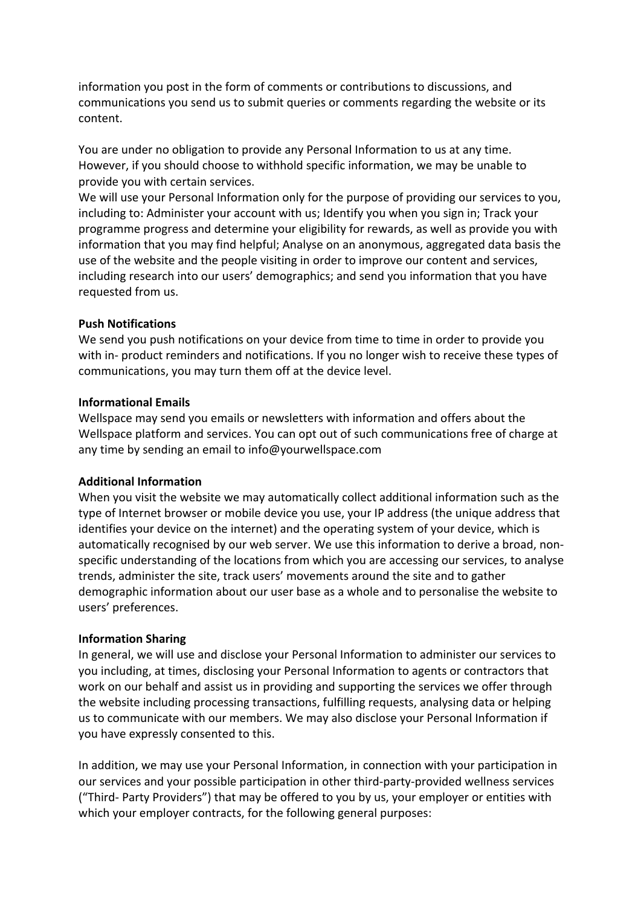information you post in the form of comments or contributions to discussions, and communications you send us to submit queries or comments regarding the website or its content.

You are under no obligation to provide any Personal Information to us at any time. However, if you should choose to withhold specific information, we may be unable to provide you with certain services.
We will use your Personal Information only for the purpose of providing our services to you, including to: Administer your account with us; Identify you when you sign in; Track your programme progress and determine your eligibility for rewards, as well as provide you with information that you may find helpful; Analyse on an anonymous, aggregated data basis the use of the website and the people visiting in order to improve our content and services, including research into our users' demographics; and send you information that you have requested from us.

**Push Notifications**
We send you push notifications on your device from time to time in order to provide you with in- product reminders and notifications. If you no longer wish to receive these types of communications, you may turn them off at the device level.

**Informational Emails**
Wellspace may send you emails or newsletters with information and offers about the Wellspace platform and services. You can opt out of such communications free of charge at any time by sending an email to info@yourwellspace.com

**Additional Information**
When you visit the website we may automatically collect additional information such as the type of Internet browser or mobile device you use, your IP address (the unique address that identifies your device on the internet) and the operating system of your device, which is automatically recognised by our web server. We use this information to derive a broad, non-specific understanding of the locations from which you are accessing our services, to analyse trends, administer the site, track users' movements around the site and to gather demographic information about our user base as a whole and to personalise the website to users' preferences.

**Information Sharing**
In general, we will use and disclose your Personal Information to administer our services to you including, at times, disclosing your Personal Information to agents or contractors that work on our behalf and assist us in providing and supporting the services we offer through the website including processing transactions, fulfilling requests, analysing data or helping us to communicate with our members. We may also disclose your Personal Information if you have expressly consented to this.

In addition, we may use your Personal Information, in connection with your participation in our services and your possible participation in other third-party-provided wellness services ("Third- Party Providers") that may be offered to you by us, your employer or entities with which your employer contracts, for the following general purposes: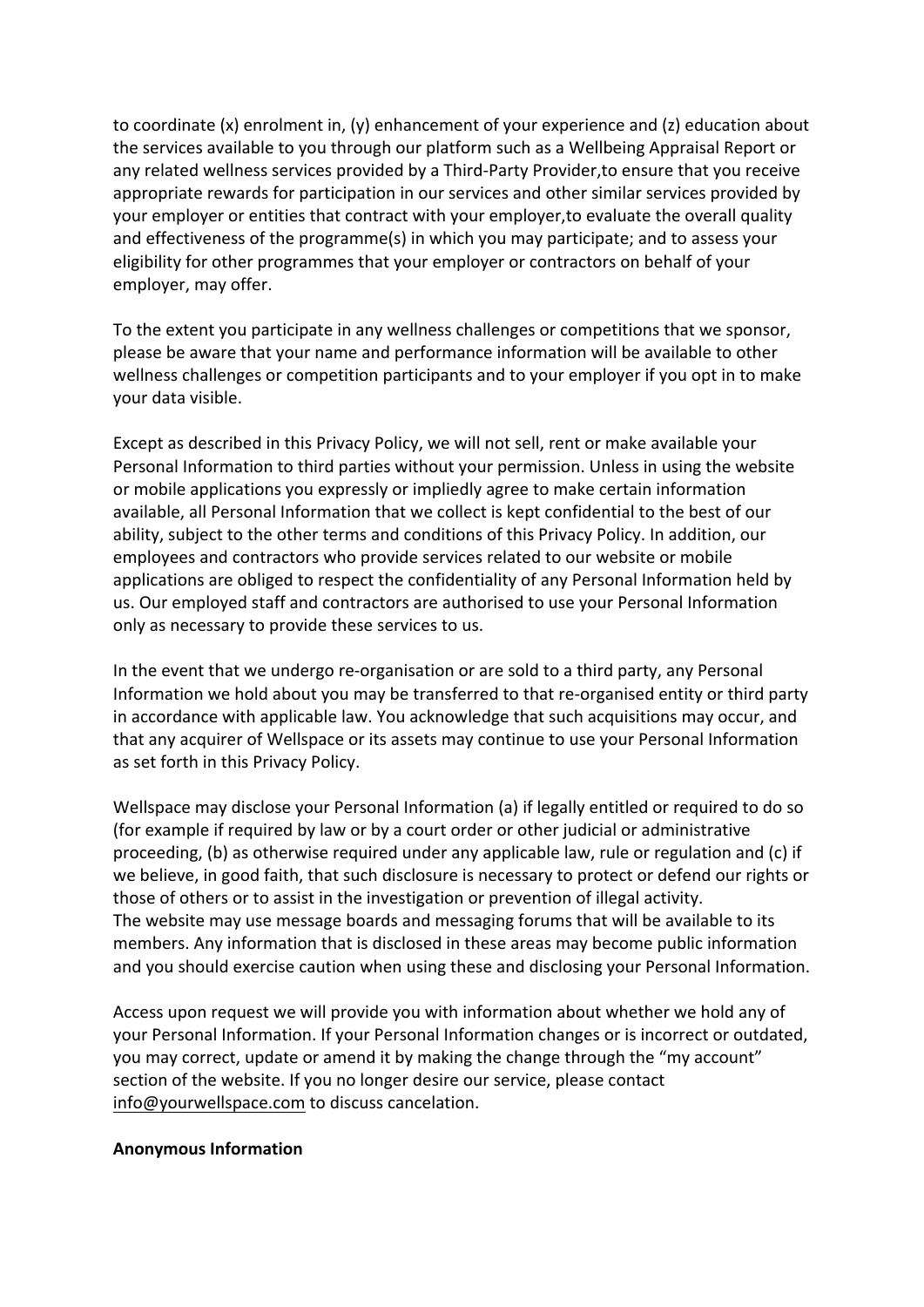to coordinate (x) enrolment in, (y) enhancement of your experience and (z) education about the services available to you through our platform such as a Wellbeing Appraisal Report or any related wellness services provided by a Third-Party Provider,to ensure that you receive appropriate rewards for participation in our services and other similar services provided by your employer or entities that contract with your employer,to evaluate the overall quality and effectiveness of the programme(s) in which you may participate; and to assess your eligibility for other programmes that your employer or contractors on behalf of your employer, may offer.

To the extent you participate in any wellness challenges or competitions that we sponsor, please be aware that your name and performance information will be available to other wellness challenges or competition participants and to your employer if you opt in to make your data visible.

Except as described in this Privacy Policy, we will not sell, rent or make available your Personal Information to third parties without your permission. Unless in using the website or mobile applications you expressly or impliedly agree to make certain information available, all Personal Information that we collect is kept confidential to the best of our ability, subject to the other terms and conditions of this Privacy Policy. In addition, our employees and contractors who provide services related to our website or mobile applications are obliged to respect the confidentiality of any Personal Information held by us. Our employed staff and contractors are authorised to use your Personal Information only as necessary to provide these services to us.

In the event that we undergo re-organisation or are sold to a third party, any Personal Information we hold about you may be transferred to that re-organised entity or third party in accordance with applicable law. You acknowledge that such acquisitions may occur, and that any acquirer of Wellspace or its assets may continue to use your Personal Information as set forth in this Privacy Policy.

Wellspace may disclose your Personal Information (a) if legally entitled or required to do so (for example if required by law or by a court order or other judicial or administrative proceeding, (b) as otherwise required under any applicable law, rule or regulation and (c) if we believe, in good faith, that such disclosure is necessary to protect or defend our rights or those of others or to assist in the investigation or prevention of illegal activity.
The website may use message boards and messaging forums that will be available to its members. Any information that is disclosed in these areas may become public information and you should exercise caution when using these and disclosing your Personal Information.

Access upon request we will provide you with information about whether we hold any of your Personal Information. If your Personal Information changes or is incorrect or outdated, you may correct, update or amend it by making the change through the "my account" section of the website. If you no longer desire our service, please contact info@yourwellspace.com to discuss cancelation.

**Anonymous Information**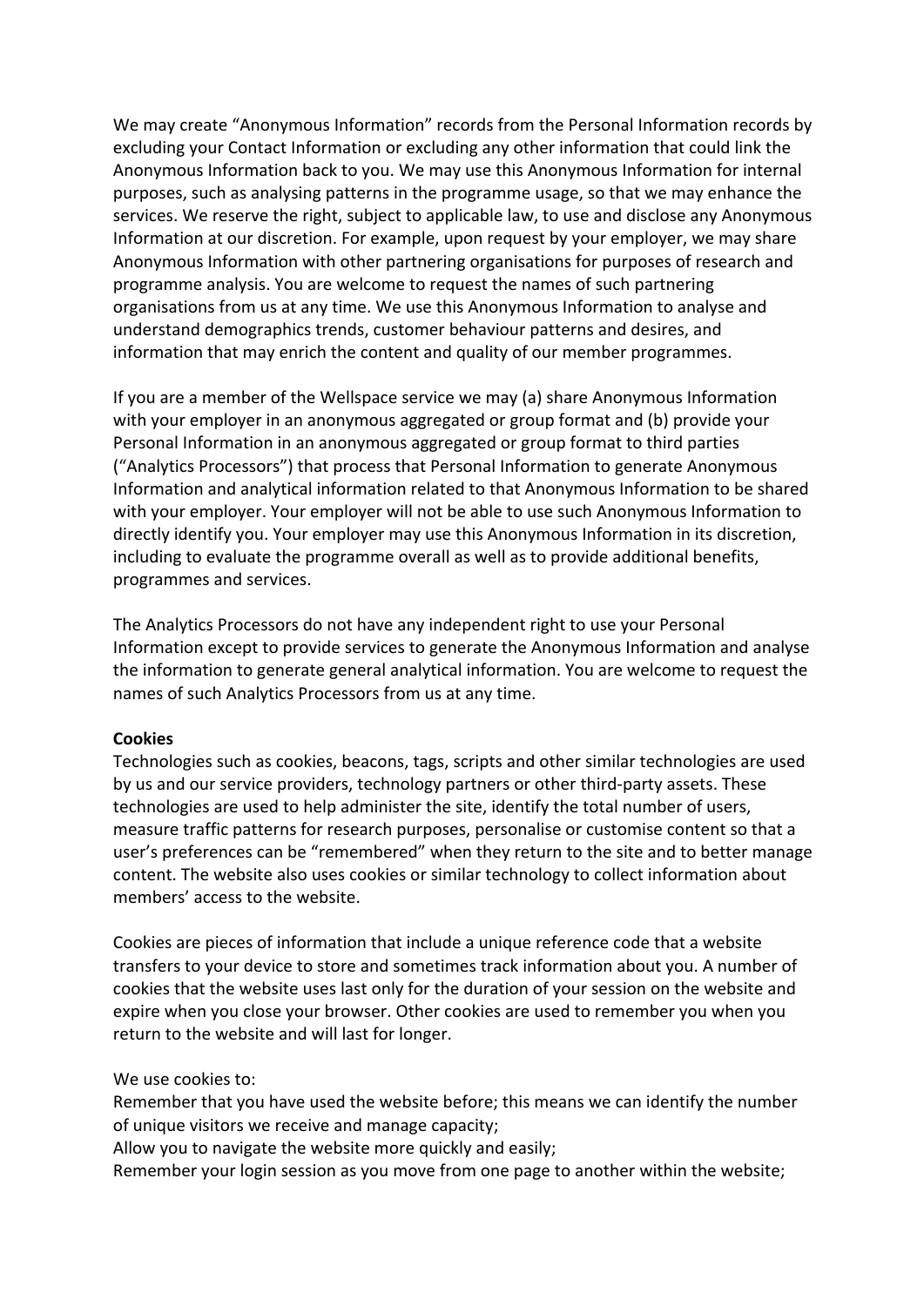We may create “Anonymous Information” records from the Personal Information records by excluding your Contact Information or excluding any other information that could link the Anonymous Information back to you. We may use this Anonymous Information for internal purposes, such as analysing patterns in the programme usage, so that we may enhance the services. We reserve the right, subject to applicable law, to use and disclose any Anonymous Information at our discretion. For example, upon request by your employer, we may share Anonymous Information with other partnering organisations for purposes of research and programme analysis. You are welcome to request the names of such partnering organisations from us at any time. We use this Anonymous Information to analyse and understand demographics trends, customer behaviour patterns and desires, and information that may enrich the content and quality of our member programmes.

If you are a member of the Wellspace service we may (a) share Anonymous Information with your employer in an anonymous aggregated or group format and (b) provide your Personal Information in an anonymous aggregated or group format to third parties (“Analytics Processors”) that process that Personal Information to generate Anonymous Information and analytical information related to that Anonymous Information to be shared with your employer. Your employer will not be able to use such Anonymous Information to directly identify you. Your employer may use this Anonymous Information in its discretion, including to evaluate the programme overall as well as to provide additional benefits, programmes and services.

The Analytics Processors do not have any independent right to use your Personal Information except to provide services to generate the Anonymous Information and analyse the information to generate general analytical information. You are welcome to request the names of such Analytics Processors from us at any time.

**Cookies**

Technologies such as cookies, beacons, tags, scripts and other similar technologies are used by us and our service providers, technology partners or other third-party assets. These technologies are used to help administer the site, identify the total number of users, measure traffic patterns for research purposes, personalise or customise content so that a user’s preferences can be “remembered” when they return to the site and to better manage content. The website also uses cookies or similar technology to collect information about members’ access to the website.

Cookies are pieces of information that include a unique reference code that a website transfers to your device to store and sometimes track information about you. A number of cookies that the website uses last only for the duration of your session on the website and expire when you close your browser. Other cookies are used to remember you when you return to the website and will last for longer.

We use cookies to:

Remember that you have used the website before; this means we can identify the number of unique visitors we receive and manage capacity;

Allow you to navigate the website more quickly and easily;

Remember your login session as you move from one page to another within the website;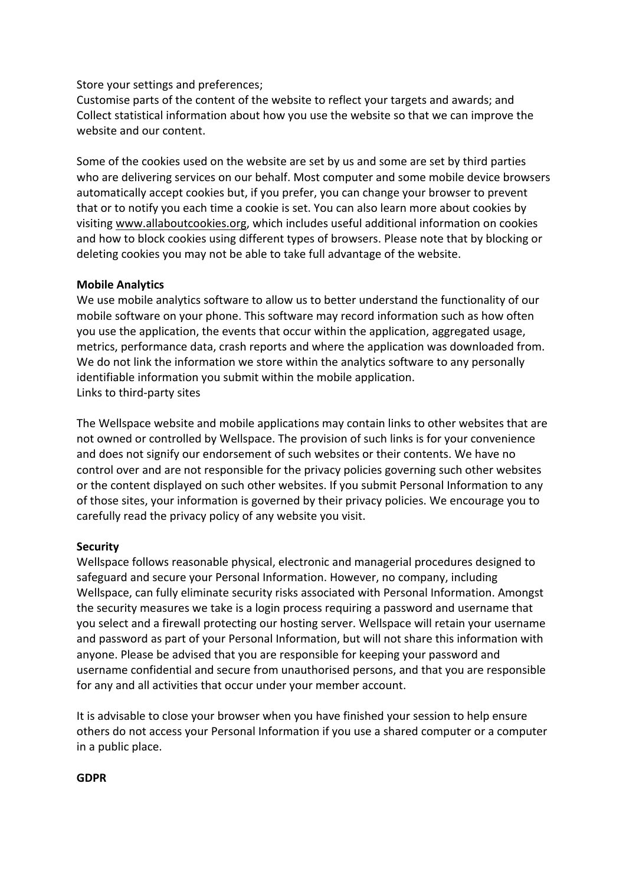Store your settings and preferences;
Customise parts of the content of the website to reflect your targets and awards; and
Collect statistical information about how you use the website so that we can improve the website and our content.

Some of the cookies used on the website are set by us and some are set by third parties who are delivering services on our behalf. Most computer and some mobile device browsers automatically accept cookies but, if you prefer, you can change your browser to prevent that or to notify you each time a cookie is set. You can also learn more about cookies by visiting www.allaboutcookies.org, which includes useful additional information on cookies and how to block cookies using different types of browsers. Please note that by blocking or deleting cookies you may not be able to take full advantage of the website.

**Mobile Analytics**
We use mobile analytics software to allow us to better understand the functionality of our mobile software on your phone. This software may record information such as how often you use the application, the events that occur within the application, aggregated usage, metrics, performance data, crash reports and where the application was downloaded from. We do not link the information we store within the analytics software to any personally identifiable information you submit within the mobile application.
Links to third-party sites

The Wellspace website and mobile applications may contain links to other websites that are not owned or controlled by Wellspace. The provision of such links is for your convenience and does not signify our endorsement of such websites or their contents. We have no control over and are not responsible for the privacy policies governing such other websites or the content displayed on such other websites. If you submit Personal Information to any of those sites, your information is governed by their privacy policies. We encourage you to carefully read the privacy policy of any website you visit.

**Security**
Wellspace follows reasonable physical, electronic and managerial procedures designed to safeguard and secure your Personal Information. However, no company, including Wellspace, can fully eliminate security risks associated with Personal Information. Amongst the security measures we take is a login process requiring a password and username that you select and a firewall protecting our hosting server. Wellspace will retain your username and password as part of your Personal Information, but will not share this information with anyone. Please be advised that you are responsible for keeping your password and username confidential and secure from unauthorised persons, and that you are responsible for any and all activities that occur under your member account.

It is advisable to close your browser when you have finished your session to help ensure others do not access your Personal Information if you use a shared computer or a computer in a public place.

**GDPR**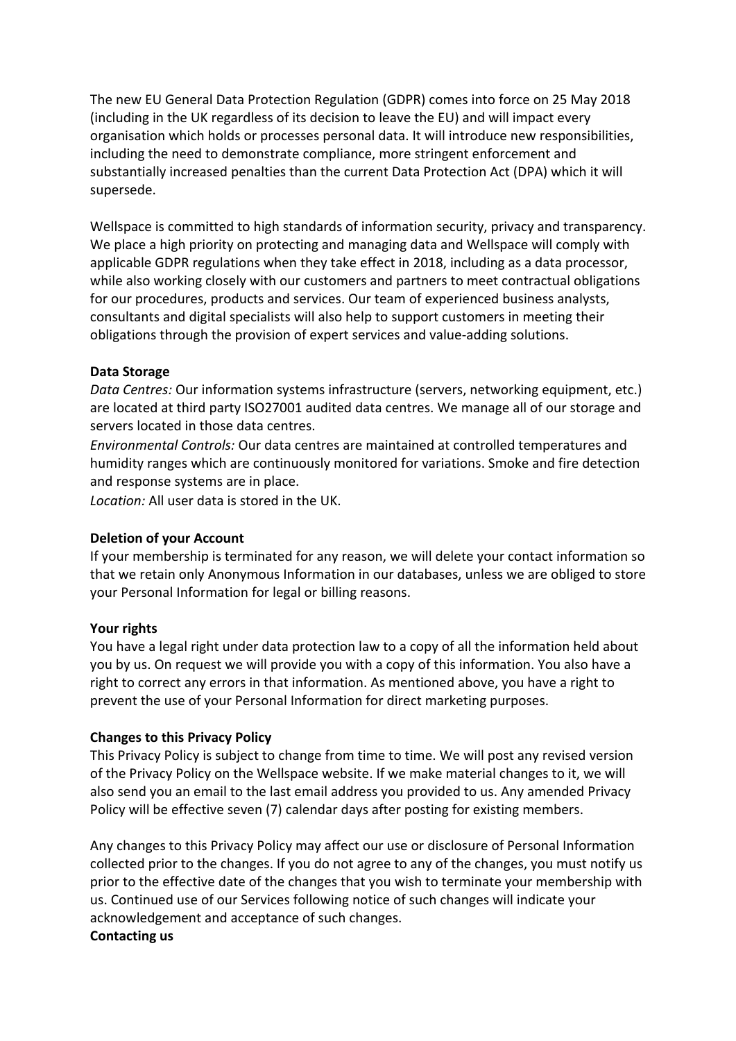The new EU General Data Protection Regulation (GDPR) comes into force on 25 May 2018 (including in the UK regardless of its decision to leave the EU) and will impact every organisation which holds or processes personal data. It will introduce new responsibilities, including the need to demonstrate compliance, more stringent enforcement and substantially increased penalties than the current Data Protection Act (DPA) which it will supersede.

Wellspace is committed to high standards of information security, privacy and transparency. We place a high priority on protecting and managing data and Wellspace will comply with applicable GDPR regulations when they take effect in 2018, including as a data processor, while also working closely with our customers and partners to meet contractual obligations for our procedures, products and services. Our team of experienced business analysts, consultants and digital specialists will also help to support customers in meeting their obligations through the provision of expert services and value-adding solutions.

**Data Storage**

*Data Centres:* Our information systems infrastructure (servers, networking equipment, etc.) are located at third party ISO27001 audited data centres. We manage all of our storage and servers located in those data centres.

*Environmental Controls:* Our data centres are maintained at controlled temperatures and humidity ranges which are continuously monitored for variations. Smoke and fire detection and response systems are in place.

*Location:* All user data is stored in the UK.

**Deletion of your Account**

If your membership is terminated for any reason, we will delete your contact information so that we retain only Anonymous Information in our databases, unless we are obliged to store your Personal Information for legal or billing reasons.

**Your rights**

You have a legal right under data protection law to a copy of all the information held about you by us. On request we will provide you with a copy of this information. You also have a right to correct any errors in that information. As mentioned above, you have a right to prevent the use of your Personal Information for direct marketing purposes.

**Changes to this Privacy Policy**

This Privacy Policy is subject to change from time to time. We will post any revised version of the Privacy Policy on the Wellspace website. If we make material changes to it, we will also send you an email to the last email address you provided to us. Any amended Privacy Policy will be effective seven (7) calendar days after posting for existing members.

Any changes to this Privacy Policy may affect our use or disclosure of Personal Information collected prior to the changes. If you do not agree to any of the changes, you must notify us prior to the effective date of the changes that you wish to terminate your membership with us. Continued use of our Services following notice of such changes will indicate your acknowledgement and acceptance of such changes.

**Contacting us**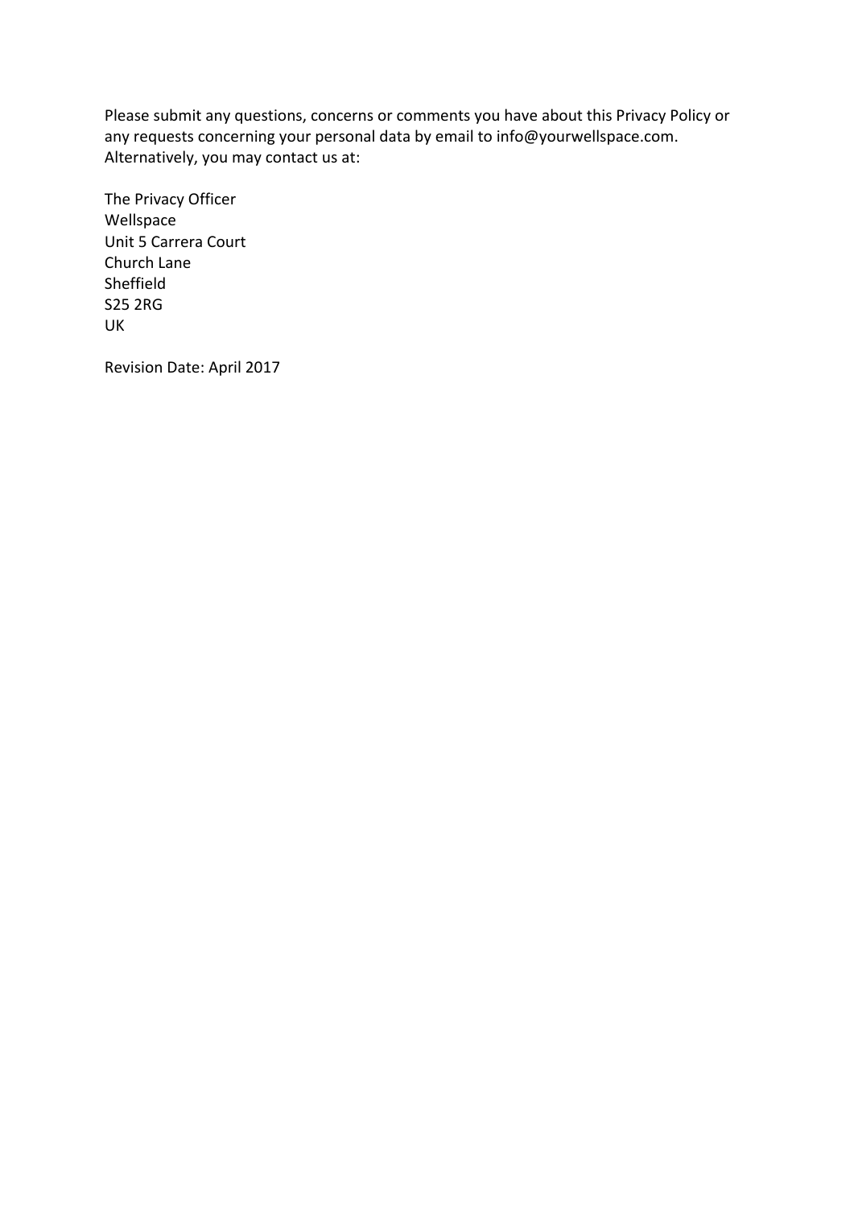Please submit any questions, concerns or comments you have about this Privacy Policy or any requests concerning your personal data by email to info@yourwellspace.com. Alternatively, you may contact us at:

The Privacy Officer
Wellspace
Unit 5 Carrera Court
Church Lane
Sheffield
S25 2RG
UK

Revision Date: April 2017